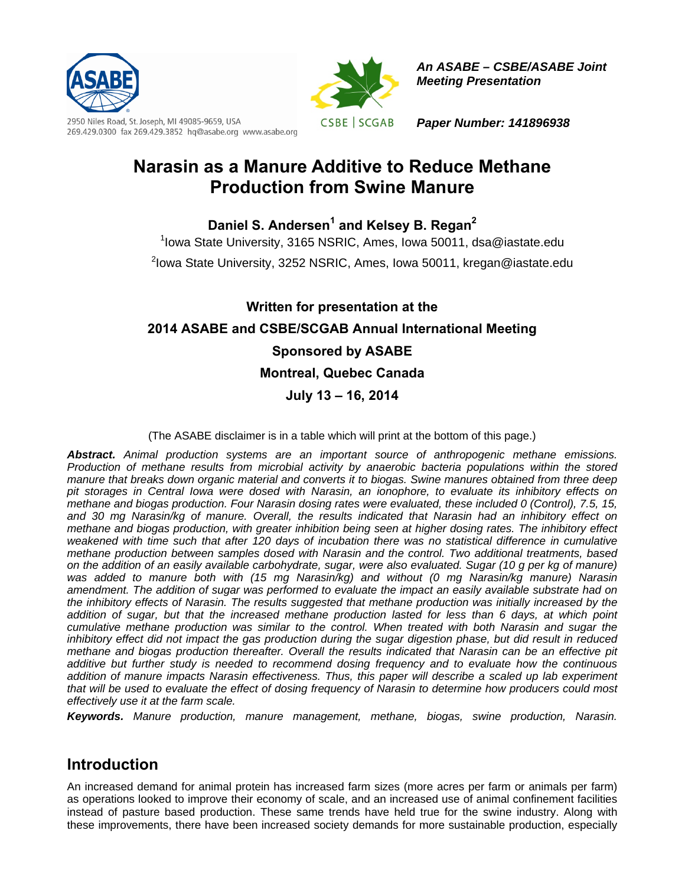An ASABE – CSBE/ASABE Joint Meeting Presentation

2950 Niles Road, St. Joseph, MI 49085-9659, USA
269.429.0300 fax 269.429.3852 hq@asabe.org www.asabe.org

*Paper Number: 141896938*

# Narasin as a Manure Additive to Reduce Methane Production from Swine Manure

**Daniel S. Andersen[1] and Kelsey B. Regan[2]**

[1]Iowa State University, 3165 NSRIC, Ames, Iowa 50011, dsa@iastate.edu

[2]Iowa State University, 3252 NSRIC, Ames, Iowa 50011, kregan@iastate.edu

**Written for presentation at the**
**2014 ASABE and CSBE/SCGAB Annual International Meeting**
**Sponsored by ASABE**
**Montreal, Quebec Canada**
**July 13 – 16, 2014**

(The ASABE disclaimer is in a table which will print at the bottom of this page.)

***Abstract.*** *Animal production systems are an important source of anthropogenic methane emissions. Production of methane results from microbial activity by anaerobic bacteria populations within the stored manure that breaks down organic material and converts it to biogas. Swine manures obtained from three deep pit storages in Central Iowa were dosed with Narasin, an ionophore, to evaluate its inhibitory effects on methane and biogas production. Four Narasin dosing rates were evaluated, these included 0 (Control), 7.5, 15, and 30 mg Narasin/kg of manure. Overall, the results indicated that Narasin had an inhibitory effect on methane and biogas production, with greater inhibition being seen at higher dosing rates. The inhibitory effect weakened with time such that after 120 days of incubation there was no statistical difference in cumulative methane production between samples dosed with Narasin and the control. Two additional treatments, based on the addition of an easily available carbohydrate, sugar, were also evaluated. Sugar (10 g per kg of manure) was added to manure both with (15 mg Narasin/kg) and without (0 mg Narasin/kg manure) Narasin amendment. The addition of sugar was performed to evaluate the impact an easily available substrate had on the inhibitory effects of Narasin. The results suggested that methane production was initially increased by the addition of sugar, but that the increased methane production lasted for less than 6 days, at which point cumulative methane production was similar to the control. When treated with both Narasin and sugar the inhibitory effect did not impact the gas production during the sugar digestion phase, but did result in reduced methane and biogas production thereafter. Overall the results indicated that Narasin can be an effective pit additive but further study is needed to recommend dosing frequency and to evaluate how the continuous addition of manure impacts Narasin effectiveness. Thus, this paper will describe a scaled up lab experiment that will be used to evaluate the effect of dosing frequency of Narasin to determine how producers could most effectively use it at the farm scale.*

***Keywords.*** *Manure production, manure management, methane, biogas, swine production, Narasin.*

## Introduction

An increased demand for animal protein has increased farm sizes (more acres per farm or animals per farm) as operations looked to improve their economy of scale, and an increased use of animal confinement facilities instead of pasture based production. These same trends have held true for the swine industry. Along with these improvements, there have been increased society demands for more sustainable production, especially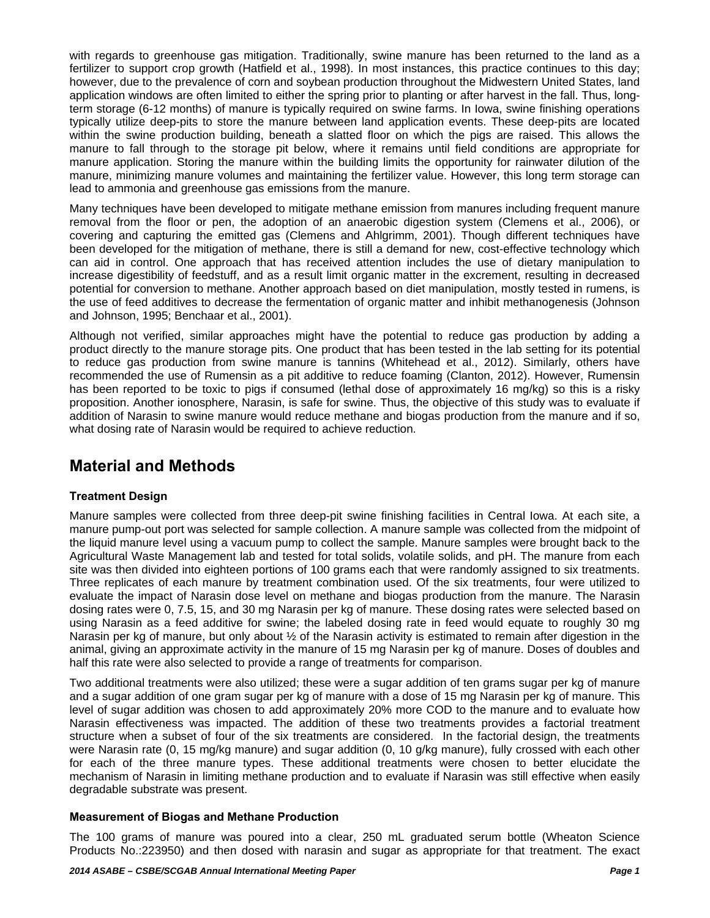with regards to greenhouse gas mitigation. Traditionally, swine manure has been returned to the land as a fertilizer to support crop growth (Hatfield et al., 1998). In most instances, this practice continues to this day; however, due to the prevalence of corn and soybean production throughout the Midwestern United States, land application windows are often limited to either the spring prior to planting or after harvest in the fall. Thus, long-term storage (6-12 months) of manure is typically required on swine farms. In Iowa, swine finishing operations typically utilize deep-pits to store the manure between land application events. These deep-pits are located within the swine production building, beneath a slatted floor on which the pigs are raised. This allows the manure to fall through to the storage pit below, where it remains until field conditions are appropriate for manure application. Storing the manure within the building limits the opportunity for rainwater dilution of the manure, minimizing manure volumes and maintaining the fertilizer value. However, this long term storage can lead to ammonia and greenhouse gas emissions from the manure.

Many techniques have been developed to mitigate methane emission from manures including frequent manure removal from the floor or pen, the adoption of an anaerobic digestion system (Clemens et al., 2006), or covering and capturing the emitted gas (Clemens and Ahlgrimm, 2001). Though different techniques have been developed for the mitigation of methane, there is still a demand for new, cost-effective technology which can aid in control. One approach that has received attention includes the use of dietary manipulation to increase digestibility of feedstuff, and as a result limit organic matter in the excrement, resulting in decreased potential for conversion to methane. Another approach based on diet manipulation, mostly tested in rumens, is the use of feed additives to decrease the fermentation of organic matter and inhibit methanogenesis (Johnson and Johnson, 1995; Benchaar et al., 2001).

Although not verified, similar approaches might have the potential to reduce gas production by adding a product directly to the manure storage pits. One product that has been tested in the lab setting for its potential to reduce gas production from swine manure is tannins (Whitehead et al., 2012). Similarly, others have recommended the use of Rumensin as a pit additive to reduce foaming (Clanton, 2012). However, Rumensin has been reported to be toxic to pigs if consumed (lethal dose of approximately 16 mg/kg) so this is a risky proposition. Another ionosphere, Narasin, is safe for swine. Thus, the objective of this study was to evaluate if addition of Narasin to swine manure would reduce methane and biogas production from the manure and if so, what dosing rate of Narasin would be required to achieve reduction.

## Material and Methods

### Treatment Design

Manure samples were collected from three deep-pit swine finishing facilities in Central Iowa. At each site, a manure pump-out port was selected for sample collection. A manure sample was collected from the midpoint of the liquid manure level using a vacuum pump to collect the sample. Manure samples were brought back to the Agricultural Waste Management lab and tested for total solids, volatile solids, and pH. The manure from each site was then divided into eighteen portions of 100 grams each that were randomly assigned to six treatments. Three replicates of each manure by treatment combination used. Of the six treatments, four were utilized to evaluate the impact of Narasin dose level on methane and biogas production from the manure. The Narasin dosing rates were 0, 7.5, 15, and 30 mg Narasin per kg of manure. These dosing rates were selected based on using Narasin as a feed additive for swine; the labeled dosing rate in feed would equate to roughly 30 mg Narasin per kg of manure, but only about ½ of the Narasin activity is estimated to remain after digestion in the animal, giving an approximate activity in the manure of 15 mg Narasin per kg of manure. Doses of doubles and half this rate were also selected to provide a range of treatments for comparison.

Two additional treatments were also utilized; these were a sugar addition of ten grams sugar per kg of manure and a sugar addition of one gram sugar per kg of manure with a dose of 15 mg Narasin per kg of manure. This level of sugar addition was chosen to add approximately 20% more COD to the manure and to evaluate how Narasin effectiveness was impacted. The addition of these two treatments provides a factorial treatment structure when a subset of four of the six treatments are considered. In the factorial design, the treatments were Narasin rate (0, 15 mg/kg manure) and sugar addition (0, 10 g/kg manure), fully crossed with each other for each of the three manure types. These additional treatments were chosen to better elucidate the mechanism of Narasin in limiting methane production and to evaluate if Narasin was still effective when easily degradable substrate was present.

### Measurement of Biogas and Methane Production

The 100 grams of manure was poured into a clear, 250 mL graduated serum bottle (Wheaton Science Products No.:223950) and then dosed with narasin and sugar as appropriate for that treatment. The exact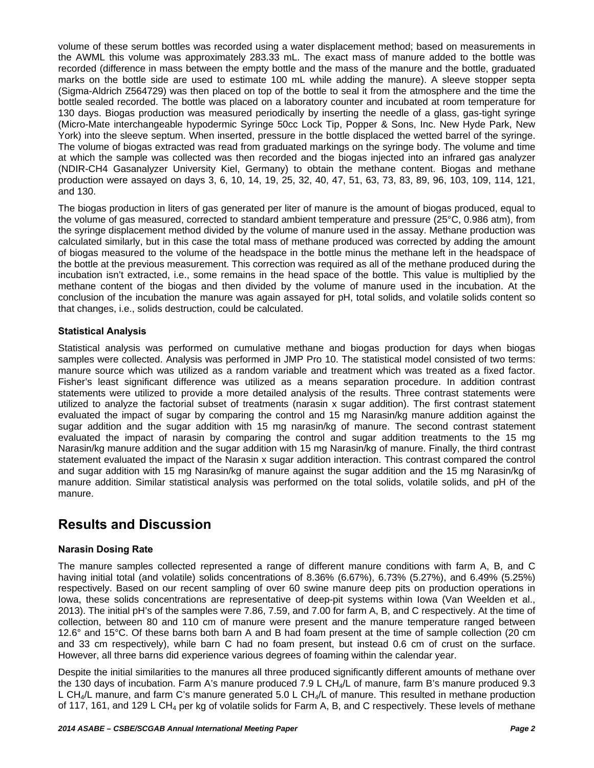volume of these serum bottles was recorded using a water displacement method; based on measurements in the AWML this volume was approximately 283.33 mL. The exact mass of manure added to the bottle was recorded (difference in mass between the empty bottle and the mass of the manure and the bottle, graduated marks on the bottle side are used to estimate 100 mL while adding the manure). A sleeve stopper septa (Sigma-Aldrich Z564729) was then placed on top of the bottle to seal it from the atmosphere and the time the bottle sealed recorded. The bottle was placed on a laboratory counter and incubated at room temperature for 130 days. Biogas production was measured periodically by inserting the needle of a glass, gas-tight syringe (Micro-Mate interchangeable hypodermic Syringe 50cc Lock Tip, Popper & Sons, Inc. New Hyde Park, New York) into the sleeve septum. When inserted, pressure in the bottle displaced the wetted barrel of the syringe. The volume of biogas extracted was read from graduated markings on the syringe body. The volume and time at which the sample was collected was then recorded and the biogas injected into an infrared gas analyzer (NDIR-CH4 Gasanalyzer University Kiel, Germany) to obtain the methane content. Biogas and methane production were assayed on days 3, 6, 10, 14, 19, 25, 32, 40, 47, 51, 63, 73, 83, 89, 96, 103, 109, 114, 121, and 130.

The biogas production in liters of gas generated per liter of manure is the amount of biogas produced, equal to the volume of gas measured, corrected to standard ambient temperature and pressure (25°C, 0.986 atm), from the syringe displacement method divided by the volume of manure used in the assay. Methane production was calculated similarly, but in this case the total mass of methane produced was corrected by adding the amount of biogas measured to the volume of the headspace in the bottle minus the methane left in the headspace of the bottle at the previous measurement. This correction was required as all of the methane produced during the incubation isn't extracted, i.e., some remains in the head space of the bottle. This value is multiplied by the methane content of the biogas and then divided by the volume of manure used in the incubation. At the conclusion of the incubation the manure was again assayed for pH, total solids, and volatile solids content so that changes, i.e., solids destruction, could be calculated.

### Statistical Analysis

Statistical analysis was performed on cumulative methane and biogas production for days when biogas samples were collected. Analysis was performed in JMP Pro 10. The statistical model consisted of two terms: manure source which was utilized as a random variable and treatment which was treated as a fixed factor. Fisher's least significant difference was utilized as a means separation procedure. In addition contrast statements were utilized to provide a more detailed analysis of the results. Three contrast statements were utilized to analyze the factorial subset of treatments (narasin x sugar addition). The first contrast statement evaluated the impact of sugar by comparing the control and 15 mg Narasin/kg manure addition against the sugar addition and the sugar addition with 15 mg narasin/kg of manure. The second contrast statement evaluated the impact of narasin by comparing the control and sugar addition treatments to the 15 mg Narasin/kg manure addition and the sugar addition with 15 mg Narasin/kg of manure. Finally, the third contrast statement evaluated the impact of the Narasin x sugar addition interaction. This contrast compared the control and sugar addition with 15 mg Narasin/kg of manure against the sugar addition and the 15 mg Narasin/kg of manure addition. Similar statistical analysis was performed on the total solids, volatile solids, and pH of the manure.

## Results and Discussion

### Narasin Dosing Rate

The manure samples collected represented a range of different manure conditions with farm A, B, and C having initial total (and volatile) solids concentrations of 8.36% (6.67%), 6.73% (5.27%), and 6.49% (5.25%) respectively. Based on our recent sampling of over 60 swine manure deep pits on production operations in Iowa, these solids concentrations are representative of deep-pit systems within Iowa (Van Weelden et al., 2013). The initial pH's of the samples were 7.86, 7.59, and 7.00 for farm A, B, and C respectively. At the time of collection, between 80 and 110 cm of manure were present and the manure temperature ranged between 12.6° and 15°C. Of these barns both barn A and B had foam present at the time of sample collection (20 cm and 33 cm respectively), while barn C had no foam present, but instead 0.6 cm of crust on the surface. However, all three barns did experience various degrees of foaming within the calendar year.

Despite the initial similarities to the manures all three produced significantly different amounts of methane over the 130 days of incubation. Farm A's manure produced 7.9 L $CH_4$/L of manure, farm B's manure produced 9.3 L $CH_4$/L manure, and farm C's manure generated 5.0 L $CH_4$/L of manure. This resulted in methane production of 117, 161, and 129 L $CH_4$ per kg of volatile solids for Farm A, B, and C respectively. These levels of methane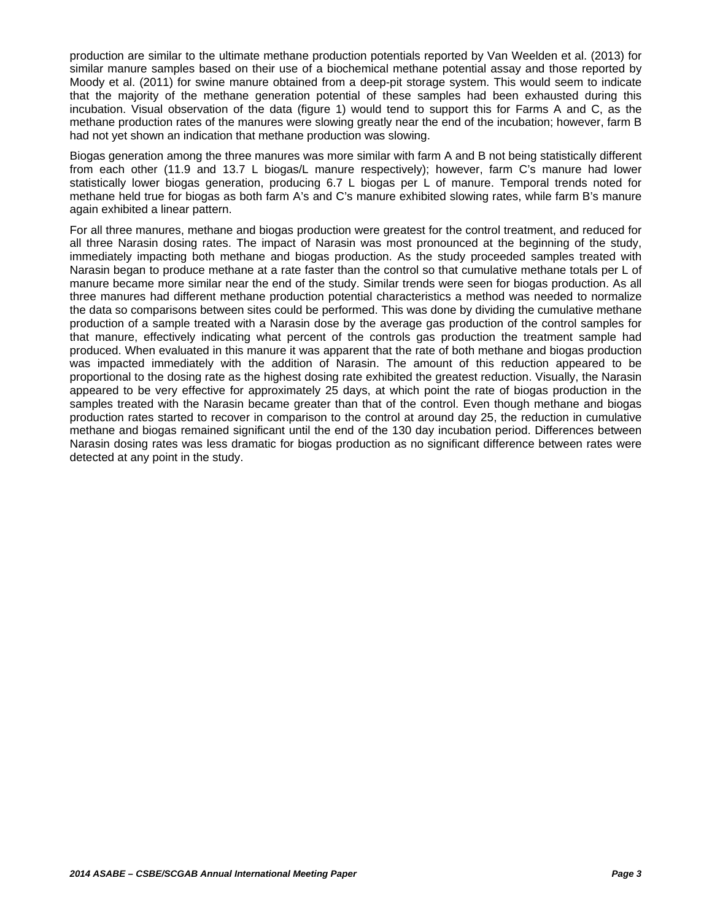production are similar to the ultimate methane production potentials reported by Van Weelden et al. (2013) for similar manure samples based on their use of a biochemical methane potential assay and those reported by Moody et al. (2011) for swine manure obtained from a deep-pit storage system. This would seem to indicate that the majority of the methane generation potential of these samples had been exhausted during this incubation. Visual observation of the data (figure 1) would tend to support this for Farms A and C, as the methane production rates of the manures were slowing greatly near the end of the incubation; however, farm B had not yet shown an indication that methane production was slowing.

Biogas generation among the three manures was more similar with farm A and B not being statistically different from each other (11.9 and 13.7 L biogas/L manure respectively); however, farm C's manure had lower statistically lower biogas generation, producing 6.7 L biogas per L of manure. Temporal trends noted for methane held true for biogas as both farm A's and C's manure exhibited slowing rates, while farm B's manure again exhibited a linear pattern.

For all three manures, methane and biogas production were greatest for the control treatment, and reduced for all three Narasin dosing rates. The impact of Narasin was most pronounced at the beginning of the study, immediately impacting both methane and biogas production. As the study proceeded samples treated with Narasin began to produce methane at a rate faster than the control so that cumulative methane totals per L of manure became more similar near the end of the study. Similar trends were seen for biogas production. As all three manures had different methane production potential characteristics a method was needed to normalize the data so comparisons between sites could be performed. This was done by dividing the cumulative methane production of a sample treated with a Narasin dose by the average gas production of the control samples for that manure, effectively indicating what percent of the controls gas production the treatment sample had produced. When evaluated in this manure it was apparent that the rate of both methane and biogas production was impacted immediately with the addition of Narasin. The amount of this reduction appeared to be proportional to the dosing rate as the highest dosing rate exhibited the greatest reduction. Visually, the Narasin appeared to be very effective for approximately 25 days, at which point the rate of biogas production in the samples treated with the Narasin became greater than that of the control. Even though methane and biogas production rates started to recover in comparison to the control at around day 25, the reduction in cumulative methane and biogas remained significant until the end of the 130 day incubation period. Differences between Narasin dosing rates was less dramatic for biogas production as no significant difference between rates were detected at any point in the study.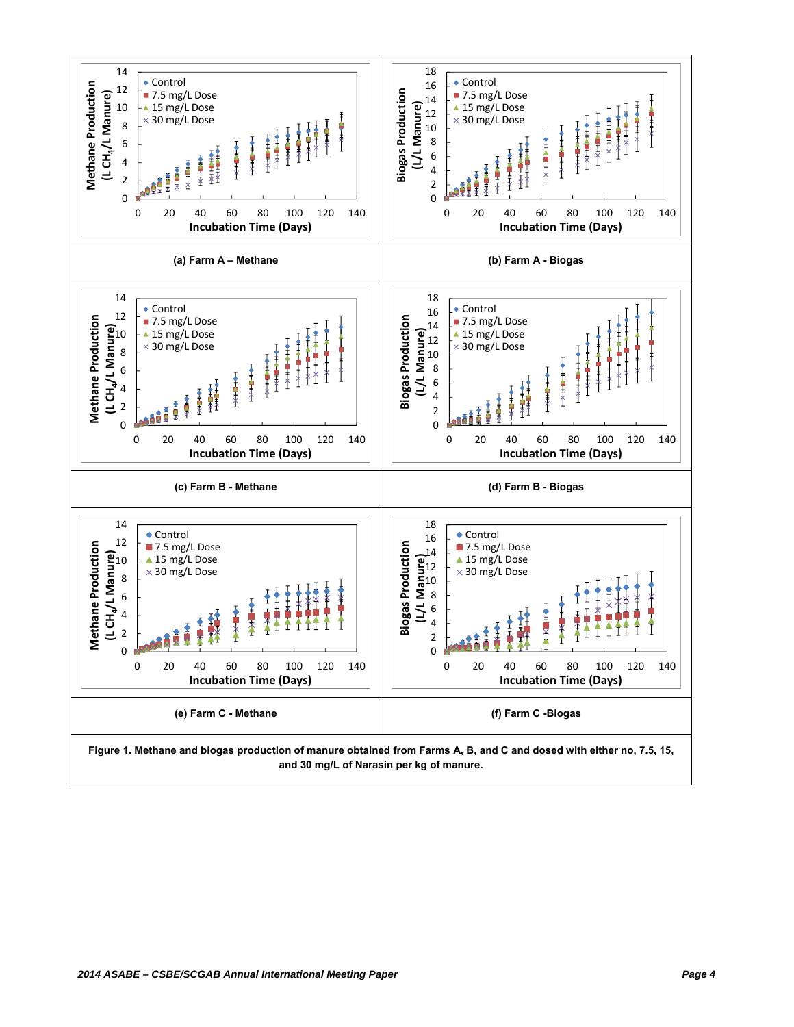(a) Farm A – Methane

(b) Farm A - Biogas

(c) Farm B - Methane

(d) Farm B - Biogas

(e) Farm C - Methane

(f) Farm C -Biogas

**Figure 1. Methane and biogas production of manure obtained from Farms A, B, and C and dosed with either no, 7.5, 15, and 30 mg/L of Narasin per kg of manure.**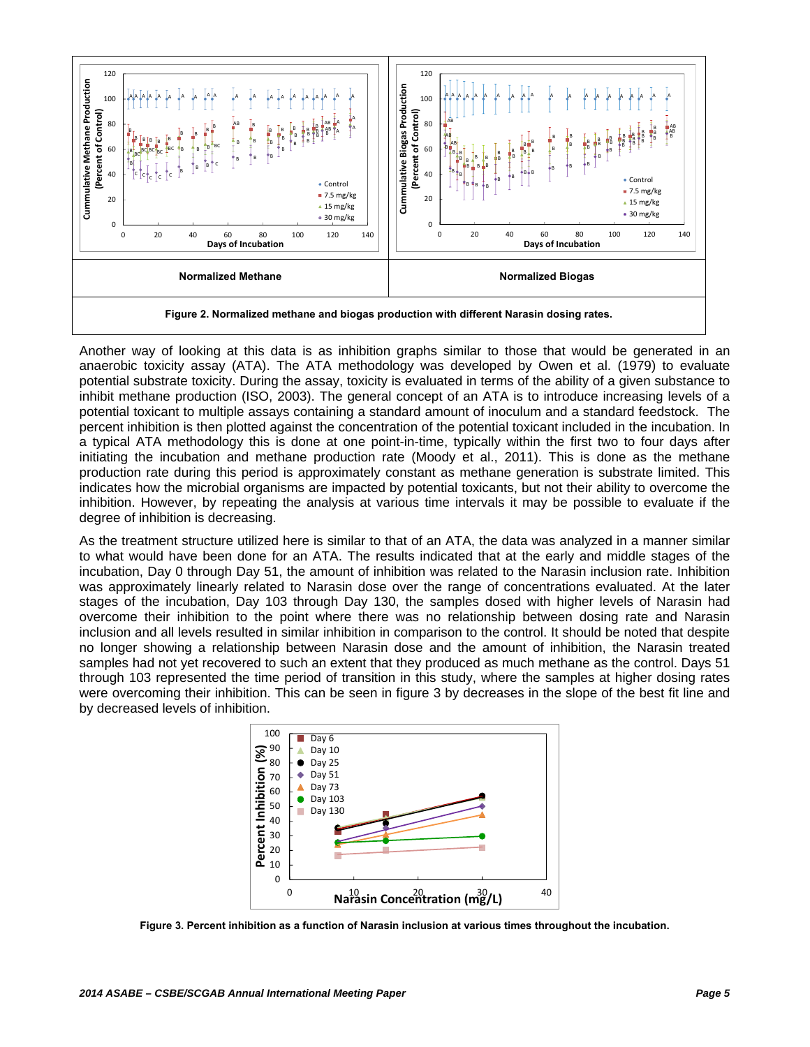| Normalized Methane | Normalized Biogas |
| --- | --- |

**Figure 2. Normalized methane and biogas production with different Narasin dosing rates.**

Another way of looking at this data is as inhibition graphs similar to those that would be generated in an anaerobic toxicity assay (ATA). The ATA methodology was developed by Owen et al. (1979) to evaluate potential substrate toxicity. During the assay, toxicity is evaluated in terms of the ability of a given substance to inhibit methane production (ISO, 2003). The general concept of an ATA is to introduce increasing levels of a potential toxicant to multiple assays containing a standard amount of inoculum and a standard feedstock. The percent inhibition is then plotted against the concentration of the potential toxicant included in the incubation. In a typical ATA methodology this is done at one point-in-time, typically within the first two to four days after initiating the incubation and methane production rate (Moody et al., 2011). This is done as the methane production rate during this period is approximately constant as methane generation is substrate limited. This indicates how the microbial organisms are impacted by potential toxicants, but not their ability to overcome the inhibition. However, by repeating the analysis at various time intervals it may be possible to evaluate if the degree of inhibition is decreasing.

As the treatment structure utilized here is similar to that of an ATA, the data was analyzed in a manner similar to what would have been done for an ATA. The results indicated that at the early and middle stages of the incubation, Day 0 through Day 51, the amount of inhibition was related to the Narasin inclusion rate. Inhibition was approximately linearly related to Narasin dose over the range of concentrations evaluated. At the later stages of the incubation, Day 103 through Day 130, the samples dosed with higher levels of Narasin had overcome their inhibition to the point where there was no relationship between dosing rate and Narasin inclusion and all levels resulted in similar inhibition in comparison to the control. It should be noted that despite no longer showing a relationship between Narasin dose and the amount of inhibition, the Narasin treated samples had not yet recovered to such an extent that they produced as much methane as the control. Days 51 through 103 represented the time period of transition in this study, where the samples at higher dosing rates were overcoming their inhibition. This can be seen in figure 3 by decreases in the slope of the best fit line and by decreased levels of inhibition.

**Figure 3. Percent inhibition as a function of Narasin inclusion at various times throughout the incubation.**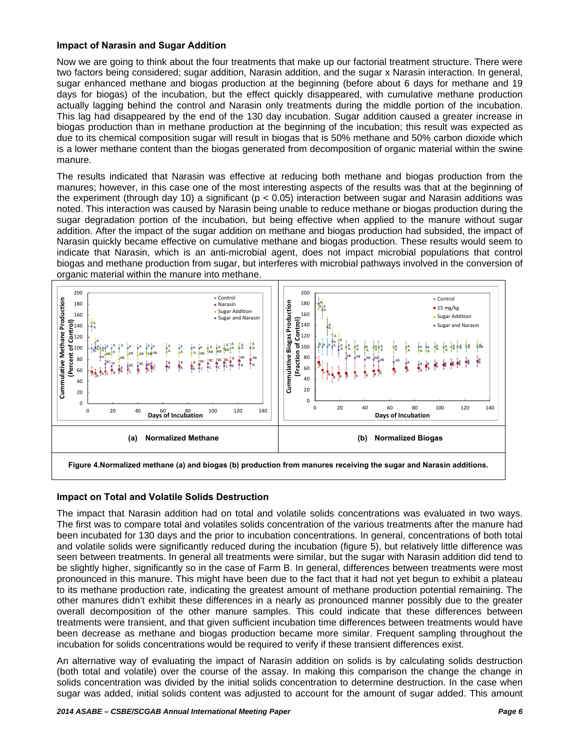### Impact of Narasin and Sugar Addition

Now we are going to think about the four treatments that make up our factorial treatment structure. There were two factors being considered; sugar addition, Narasin addition, and the sugar x Narasin interaction. In general, sugar enhanced methane and biogas production at the beginning (before about 6 days for methane and 19 days for biogas) of the incubation, but the effect quickly disappeared, with cumulative methane production actually lagging behind the control and Narasin only treatments during the middle portion of the incubation. This lag had disappeared by the end of the 130 day incubation. Sugar addition caused a greater increase in biogas production than in methane production at the beginning of the incubation; this result was expected as due to its chemical composition sugar will result in biogas that is 50% methane and 50% carbon dioxide which is a lower methane content than the biogas generated from decomposition of organic material within the swine manure.

The results indicated that Narasin was effective at reducing both methane and biogas production from the manures; however, in this case one of the most interesting aspects of the results was that at the beginning of the experiment (through day 10) a significant ($p < 0.05$) interaction between sugar and Narasin additions was noted. This interaction was caused by Narasin being unable to reduce methane or biogas production during the sugar degradation portion of the incubation, but being effective when applied to the manure without sugar addition. After the impact of the sugar addition on methane and biogas production had subsided, the impact of Narasin quickly became effective on cumulative methane and biogas production. These results would seem to indicate that Narasin, which is an anti-microbial agent, does not impact microbial populations that control biogas and methane production from sugar, but interferes with microbial pathways involved in the conversion of organic material within the manure into methane.

(a) Normalized Methane

(b) Normalized Biogas

**Figure 4.Normalized methane (a) and biogas (b) production from manures receiving the sugar and Narasin additions.**

### Impact on Total and Volatile Solids Destruction

The impact that Narasin addition had on total and volatile solids concentrations was evaluated in two ways. The first was to compare total and volatiles solids concentration of the various treatments after the manure had been incubated for 130 days and the prior to incubation concentrations. In general, concentrations of both total and volatile solids were significantly reduced during the incubation (figure 5), but relatively little difference was seen between treatments. In general all treatments were similar, but the sugar with Narasin addition did tend to be slightly higher, significantly so in the case of Farm B. In general, differences between treatments were most pronounced in this manure. This might have been due to the fact that it had not yet begun to exhibit a plateau to its methane production rate, indicating the greatest amount of methane production potential remaining. The other manures didn't exhibit these differences in a nearly as pronounced manner possibly due to the greater overall decomposition of the other manure samples. This could indicate that these differences between treatments were transient, and that given sufficient incubation time differences between treatments would have been decrease as methane and biogas production became more similar. Frequent sampling throughout the incubation for solids concentrations would be required to verify if these transient differences exist.

An alternative way of evaluating the impact of Narasin addition on solids is by calculating solids destruction (both total and volatile) over the course of the assay. In making this comparison the change the change in solids concentration was divided by the initial solids concentration to determine destruction. In the case when sugar was added, initial solids content was adjusted to account for the amount of sugar added. This amount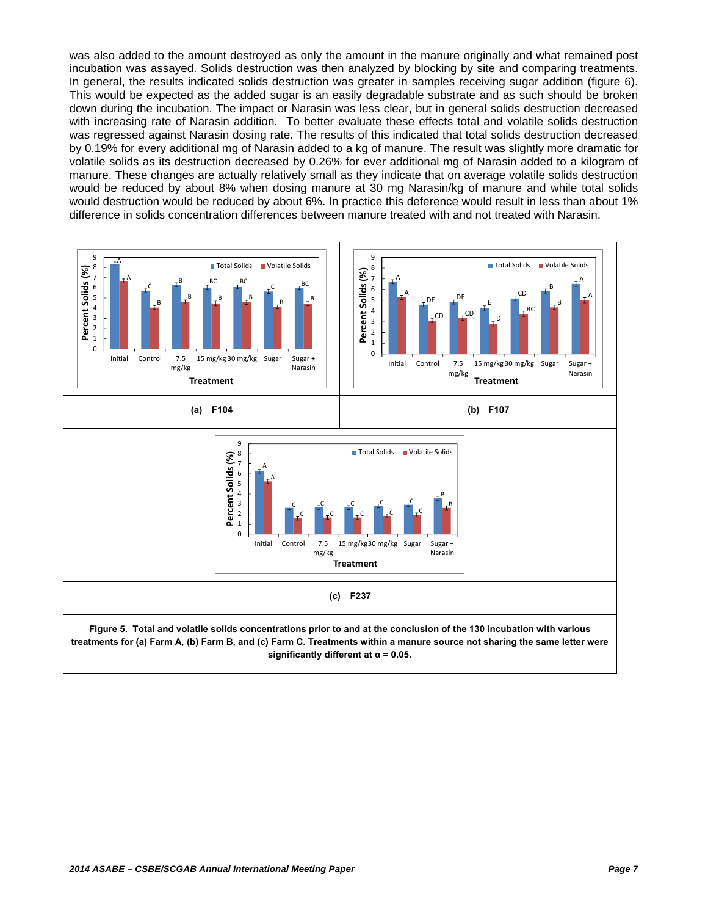was also added to the amount destroyed as only the amount in the manure originally and what remained post incubation was assayed. Solids destruction was then analyzed by blocking by site and comparing treatments. In general, the results indicated solids destruction was greater in samples receiving sugar addition (figure 6). This would be expected as the added sugar is an easily degradable substrate and as such should be broken down during the incubation. The impact or Narasin was less clear, but in general solids destruction decreased with increasing rate of Narasin addition. To better evaluate these effects total and volatile solids destruction was regressed against Narasin dosing rate. The results of this indicated that total solids destruction decreased by 0.19% for every additional mg of Narasin added to a kg of manure. The result was slightly more dramatic for volatile solids as its destruction decreased by 0.26% for ever additional mg of Narasin added to a kilogram of manure. These changes are actually relatively small as they indicate that on average volatile solids destruction would be reduced by about 8% when dosing manure at 30 mg Narasin/kg of manure and while total solids would destruction would be reduced by about 6%. In practice this deference would result in less than about 1% difference in solids concentration differences between manure treated with and not treated with Narasin.

(a) F104

(b) F107

(c) F237

**Figure 5. Total and volatile solids concentrations prior to and at the conclusion of the 130 incubation with various treatments for (a) Farm A, (b) Farm B, and (c) Farm C. Treatments within a manure source not sharing the same letter were significantly different at α = 0.05.**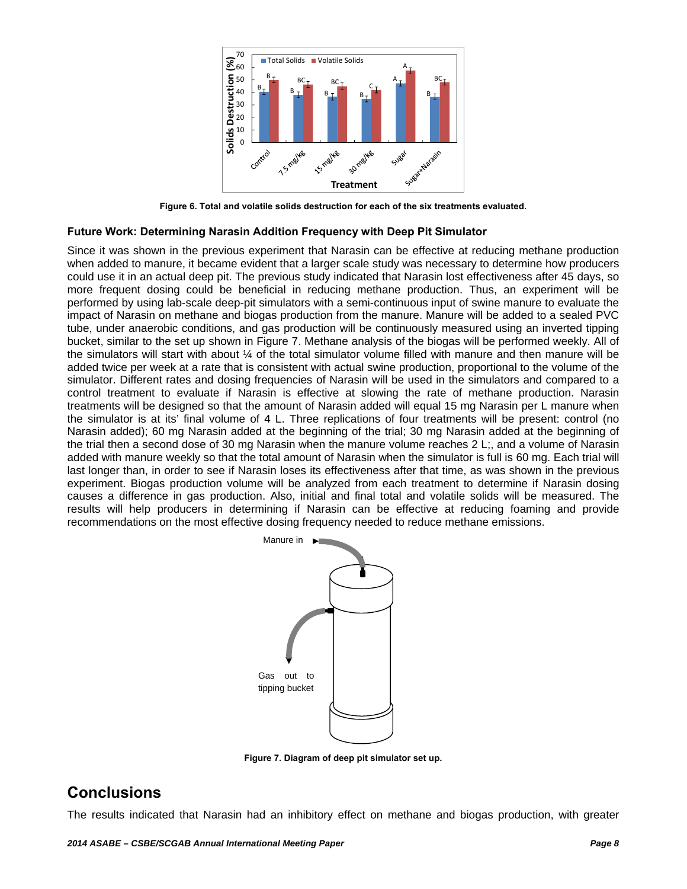Figure 6. Total and volatile solids destruction for each of the six treatments evaluated.

### Future Work: Determining Narasin Addition Frequency with Deep Pit Simulator

Since it was shown in the previous experiment that Narasin can be effective at reducing methane production when added to manure, it became evident that a larger scale study was necessary to determine how producers could use it in an actual deep pit. The previous study indicated that Narasin lost effectiveness after 45 days, so more frequent dosing could be beneficial in reducing methane production. Thus, an experiment will be performed by using lab-scale deep-pit simulators with a semi-continuous input of swine manure to evaluate the impact of Narasin on methane and biogas production from the manure. Manure will be added to a sealed PVC tube, under anaerobic conditions, and gas production will be continuously measured using an inverted tipping bucket, similar to the set up shown in Figure 7. Methane analysis of the biogas will be performed weekly. All of the simulators will start with about ¼ of the total simulator volume filled with manure and then manure will be added twice per week at a rate that is consistent with actual swine production, proportional to the volume of the simulator. Different rates and dosing frequencies of Narasin will be used in the simulators and compared to a control treatment to evaluate if Narasin is effective at slowing the rate of methane production. Narasin treatments will be designed so that the amount of Narasin added will equal 15 mg Narasin per L manure when the simulator is at its' final volume of 4 L. Three replications of four treatments will be present: control (no Narasin added); 60 mg Narasin added at the beginning of the trial; 30 mg Narasin added at the beginning of the trial then a second dose of 30 mg Narasin when the manure volume reaches 2 L;, and a volume of Narasin added with manure weekly so that the total amount of Narasin when the simulator is full is 60 mg. Each trial will last longer than, in order to see if Narasin loses its effectiveness after that time, as was shown in the previous experiment. Biogas production volume will be analyzed from each treatment to determine if Narasin dosing causes a difference in gas production. Also, initial and final total and volatile solids will be measured. The results will help producers in determining if Narasin can be effective at reducing foaming and provide recommendations on the most effective dosing frequency needed to reduce methane emissions.

Figure 7. Diagram of deep pit simulator set up.

## Conclusions

The results indicated that Narasin had an inhibitory effect on methane and biogas production, with greater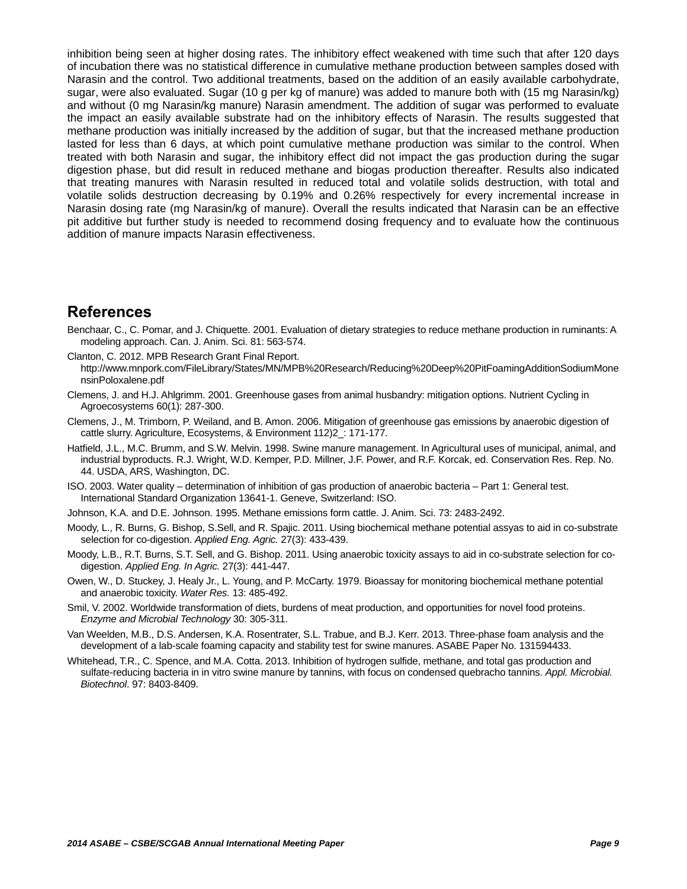inhibition being seen at higher dosing rates. The inhibitory effect weakened with time such that after 120 days of incubation there was no statistical difference in cumulative methane production between samples dosed with Narasin and the control. Two additional treatments, based on the addition of an easily available carbohydrate, sugar, were also evaluated. Sugar (10 g per kg of manure) was added to manure both with (15 mg Narasin/kg) and without (0 mg Narasin/kg manure) Narasin amendment. The addition of sugar was performed to evaluate the impact an easily available substrate had on the inhibitory effects of Narasin. The results suggested that methane production was initially increased by the addition of sugar, but that the increased methane production lasted for less than 6 days, at which point cumulative methane production was similar to the control. When treated with both Narasin and sugar, the inhibitory effect did not impact the gas production during the sugar digestion phase, but did result in reduced methane and biogas production thereafter. Results also indicated that treating manures with Narasin resulted in reduced total and volatile solids destruction, with total and volatile solids destruction decreasing by 0.19% and 0.26% respectively for every incremental increase in Narasin dosing rate (mg Narasin/kg of manure). Overall the results indicated that Narasin can be an effective pit additive but further study is needed to recommend dosing frequency and to evaluate how the continuous addition of manure impacts Narasin effectiveness.

## References

Benchaar, C., C. Pomar, and J. Chiquette. 2001. Evaluation of dietary strategies to reduce methane production in ruminants: A modeling approach. Can. J. Anim. Sci. 81: 563-574.

Clanton, C. 2012. MPB Research Grant Final Report. http://www.mnpork.com/FileLibrary/States/MN/MPB%20Research/Reducing%20Deep%20PitFoamingAdditionSodiumMonensinPoloxalene.pdf

Clemens, J. and H.J. Ahlgrimm. 2001. Greenhouse gases from animal husbandry: mitigation options. Nutrient Cycling in Agroecosystems 60(1): 287-300.

Clemens, J., M. Trimborn, P. Weiland, and B. Amon. 2006. Mitigation of greenhouse gas emissions by anaerobic digestion of cattle slurry. Agriculture, Ecosystems, & Environment 112)2_: 171-177.

Hatfield, J.L., M.C. Brumm, and S.W. Melvin. 1998. Swine manure management. In Agricultural uses of municipal, animal, and industrial byproducts. R.J. Wright, W.D. Kemper, P.D. Millner, J.F. Power, and R.F. Korcak, ed. Conservation Res. Rep. No. 44. USDA, ARS, Washington, DC.

ISO. 2003. Water quality – determination of inhibition of gas production of anaerobic bacteria – Part 1: General test. International Standard Organization 13641-1. Geneve, Switzerland: ISO.

Johnson, K.A. and D.E. Johnson. 1995. Methane emissions form cattle. J. Anim. Sci. 73: 2483-2492.

Moody, L., R. Burns, G. Bishop, S.Sell, and R. Spajic. 2011. Using biochemical methane potential assyas to aid in co-substrate selection for co-digestion. *Applied Eng. Agric.* 27(3): 433-439.

Moody, L.B., R.T. Burns, S.T. Sell, and G. Bishop. 2011. Using anaerobic toxicity assays to aid in co-substrate selection for co-digestion. *Applied Eng. In Agric.* 27(3): 441-447.

Owen, W., D. Stuckey, J. Healy Jr., L. Young, and P. McCarty. 1979. Bioassay for monitoring biochemical methane potential and anaerobic toxicity. *Water Res.* 13: 485-492.

Smil, V. 2002. Worldwide transformation of diets, burdens of meat production, and opportunities for novel food proteins. *Enzyme and Microbial Technology* 30: 305-311.

Van Weelden, M.B., D.S. Andersen, K.A. Rosentrater, S.L. Trabue, and B.J. Kerr. 2013. Three-phase foam analysis and the development of a lab-scale foaming capacity and stability test for swine manures. ASABE Paper No. 131594433.

Whitehead, T.R., C. Spence, and M.A. Cotta. 2013. Inhibition of hydrogen sulfide, methane, and total gas production and sulfate-reducing bacteria in in vitro swine manure by tannins, with focus on condensed quebracho tannins. *Appl. Microbial. Biotechnol*. 97: 8403-8409.